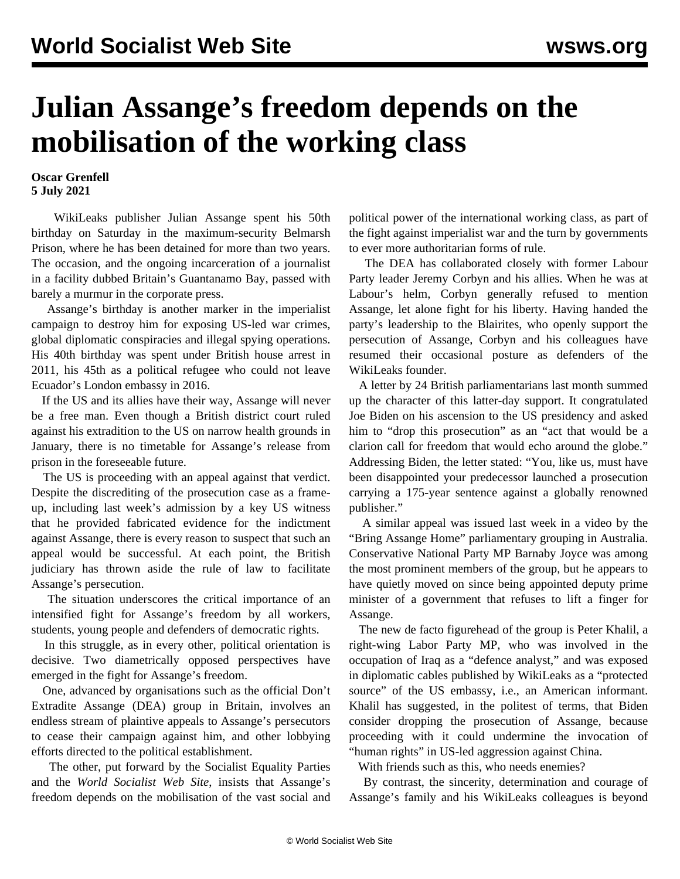# Julian Assange's freedom depends on the mobilisation of the working class

**Oscar Grenfell**
**5 July 2021**

WikiLeaks publisher Julian Assange spent his 50th birthday on Saturday in the maximum-security Belmarsh Prison, where he has been detained for more than two years. The occasion, and the ongoing incarceration of a journalist in a facility dubbed Britain's Guantanamo Bay, passed with barely a murmur in the corporate press.

Assange's birthday is another marker in the imperialist campaign to destroy him for exposing US-led war crimes, global diplomatic conspiracies and illegal spying operations. His 40th birthday was spent under British house arrest in 2011, his 45th as a political refugee who could not leave Ecuador's London embassy in 2016.

If the US and its allies have their way, Assange will never be a free man. Even though a British district court ruled against his extradition to the US on narrow health grounds in January, there is no timetable for Assange's release from prison in the foreseeable future.

The US is proceeding with an appeal against that verdict. Despite the discrediting of the prosecution case as a frame-up, including last week's admission by a key US witness that he provided fabricated evidence for the indictment against Assange, there is every reason to suspect that such an appeal would be successful. At each point, the British judiciary has thrown aside the rule of law to facilitate Assange's persecution.

The situation underscores the critical importance of an intensified fight for Assange's freedom by all workers, students, young people and defenders of democratic rights.

In this struggle, as in every other, political orientation is decisive. Two diametrically opposed perspectives have emerged in the fight for Assange's freedom.

One, advanced by organisations such as the official Don't Extradite Assange (DEA) group in Britain, involves an endless stream of plaintive appeals to Assange's persecutors to cease their campaign against him, and other lobbying efforts directed to the political establishment.

The other, put forward by the Socialist Equality Parties and the *World Socialist Web Site*, insists that Assange's freedom depends on the mobilisation of the vast social and political power of the international working class, as part of the fight against imperialist war and the turn by governments to ever more authoritarian forms of rule.

The DEA has collaborated closely with former Labour Party leader Jeremy Corbyn and his allies. When he was at Labour's helm, Corbyn generally refused to mention Assange, let alone fight for his liberty. Having handed the party's leadership to the Blairites, who openly support the persecution of Assange, Corbyn and his colleagues have resumed their occasional posture as defenders of the WikiLeaks founder.

A letter by 24 British parliamentarians last month summed up the character of this latter-day support. It congratulated Joe Biden on his ascension to the US presidency and asked him to "drop this prosecution" as an "act that would be a clarion call for freedom that would echo around the globe." Addressing Biden, the letter stated: "You, like us, must have been disappointed your predecessor launched a prosecution carrying a 175-year sentence against a globally renowned publisher."

A similar appeal was issued last week in a video by the "Bring Assange Home" parliamentary grouping in Australia. Conservative National Party MP Barnaby Joyce was among the most prominent members of the group, but he appears to have quietly moved on since being appointed deputy prime minister of a government that refuses to lift a finger for Assange.

The new de facto figurehead of the group is Peter Khalil, a right-wing Labor Party MP, who was involved in the occupation of Iraq as a "defence analyst," and was exposed in diplomatic cables published by WikiLeaks as a "protected source" of the US embassy, i.e., an American informant. Khalil has suggested, in the politest of terms, that Biden consider dropping the prosecution of Assange, because proceeding with it could undermine the invocation of "human rights" in US-led aggression against China.

With friends such as this, who needs enemies?

By contrast, the sincerity, determination and courage of Assange's family and his WikiLeaks colleagues is beyond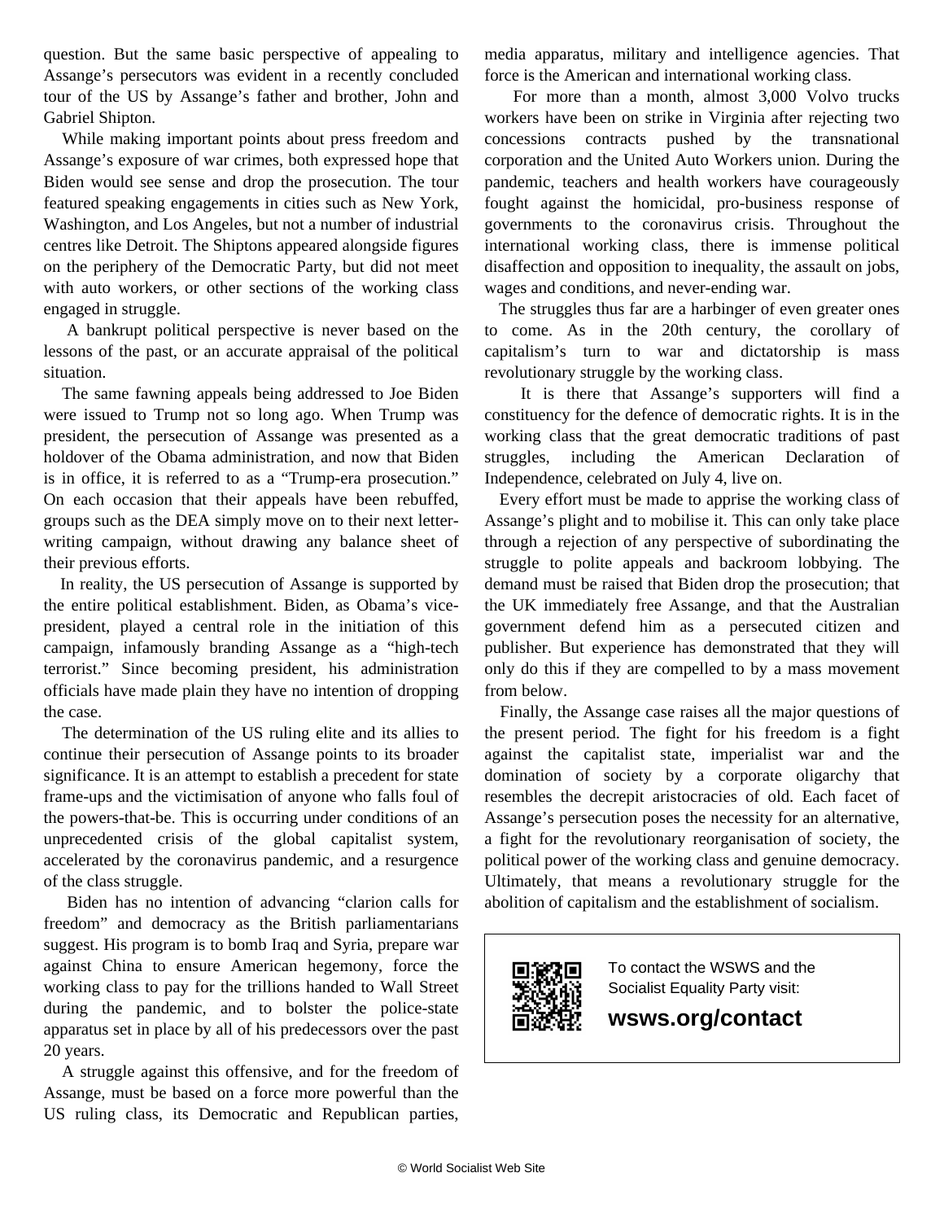question. But the same basic perspective of appealing to Assange's persecutors was evident in a recently concluded tour of the US by Assange's father and brother, John and Gabriel Shipton.

While making important points about press freedom and Assange's exposure of war crimes, both expressed hope that Biden would see sense and drop the prosecution. The tour featured speaking engagements in cities such as New York, Washington, and Los Angeles, but not a number of industrial centres like Detroit. The Shiptons appeared alongside figures on the periphery of the Democratic Party, but did not meet with auto workers, or other sections of the working class engaged in struggle.

A bankrupt political perspective is never based on the lessons of the past, or an accurate appraisal of the political situation.

The same fawning appeals being addressed to Joe Biden were issued to Trump not so long ago. When Trump was president, the persecution of Assange was presented as a holdover of the Obama administration, and now that Biden is in office, it is referred to as a "Trump-era prosecution." On each occasion that their appeals have been rebuffed, groups such as the DEA simply move on to their next letter-writing campaign, without drawing any balance sheet of their previous efforts.

In reality, the US persecution of Assange is supported by the entire political establishment. Biden, as Obama's vice-president, played a central role in the initiation of this campaign, infamously branding Assange as a "high-tech terrorist." Since becoming president, his administration officials have made plain they have no intention of dropping the case.

The determination of the US ruling elite and its allies to continue their persecution of Assange points to its broader significance. It is an attempt to establish a precedent for state frame-ups and the victimisation of anyone who falls foul of the powers-that-be. This is occurring under conditions of an unprecedented crisis of the global capitalist system, accelerated by the coronavirus pandemic, and a resurgence of the class struggle.

Biden has no intention of advancing "clarion calls for freedom" and democracy as the British parliamentarians suggest. His program is to bomb Iraq and Syria, prepare war against China to ensure American hegemony, force the working class to pay for the trillions handed to Wall Street during the pandemic, and to bolster the police-state apparatus set in place by all of his predecessors over the past 20 years.

A struggle against this offensive, and for the freedom of Assange, must be based on a force more powerful than the US ruling class, its Democratic and Republican parties, media apparatus, military and intelligence agencies. That force is the American and international working class.

For more than a month, almost 3,000 Volvo trucks workers have been on strike in Virginia after rejecting two concessions contracts pushed by the transnational corporation and the United Auto Workers union. During the pandemic, teachers and health workers have courageously fought against the homicidal, pro-business response of governments to the coronavirus crisis. Throughout the international working class, there is immense political disaffection and opposition to inequality, the assault on jobs, wages and conditions, and never-ending war.

The struggles thus far are a harbinger of even greater ones to come. As in the 20th century, the corollary of capitalism's turn to war and dictatorship is mass revolutionary struggle by the working class.

It is there that Assange's supporters will find a constituency for the defence of democratic rights. It is in the working class that the great democratic traditions of past struggles, including the American Declaration of Independence, celebrated on July 4, live on.

Every effort must be made to apprise the working class of Assange's plight and to mobilise it. This can only take place through a rejection of any perspective of subordinating the struggle to polite appeals and backroom lobbying. The demand must be raised that Biden drop the prosecution; that the UK immediately free Assange, and that the Australian government defend him as a persecuted citizen and publisher. But experience has demonstrated that they will only do this if they are compelled to by a mass movement from below.

Finally, the Assange case raises all the major questions of the present period. The fight for his freedom is a fight against the capitalist state, imperialist war and the domination of society by a corporate oligarchy that resembles the decrepit aristocracies of old. Each facet of Assange's persecution poses the necessity for an alternative, a fight for the revolutionary reorganisation of society, the political power of the working class and genuine democracy. Ultimately, that means a revolutionary struggle for the abolition of capitalism and the establishment of socialism.

To contact the WSWS and the Socialist Equality Party visit:

**wsws.org/contact**